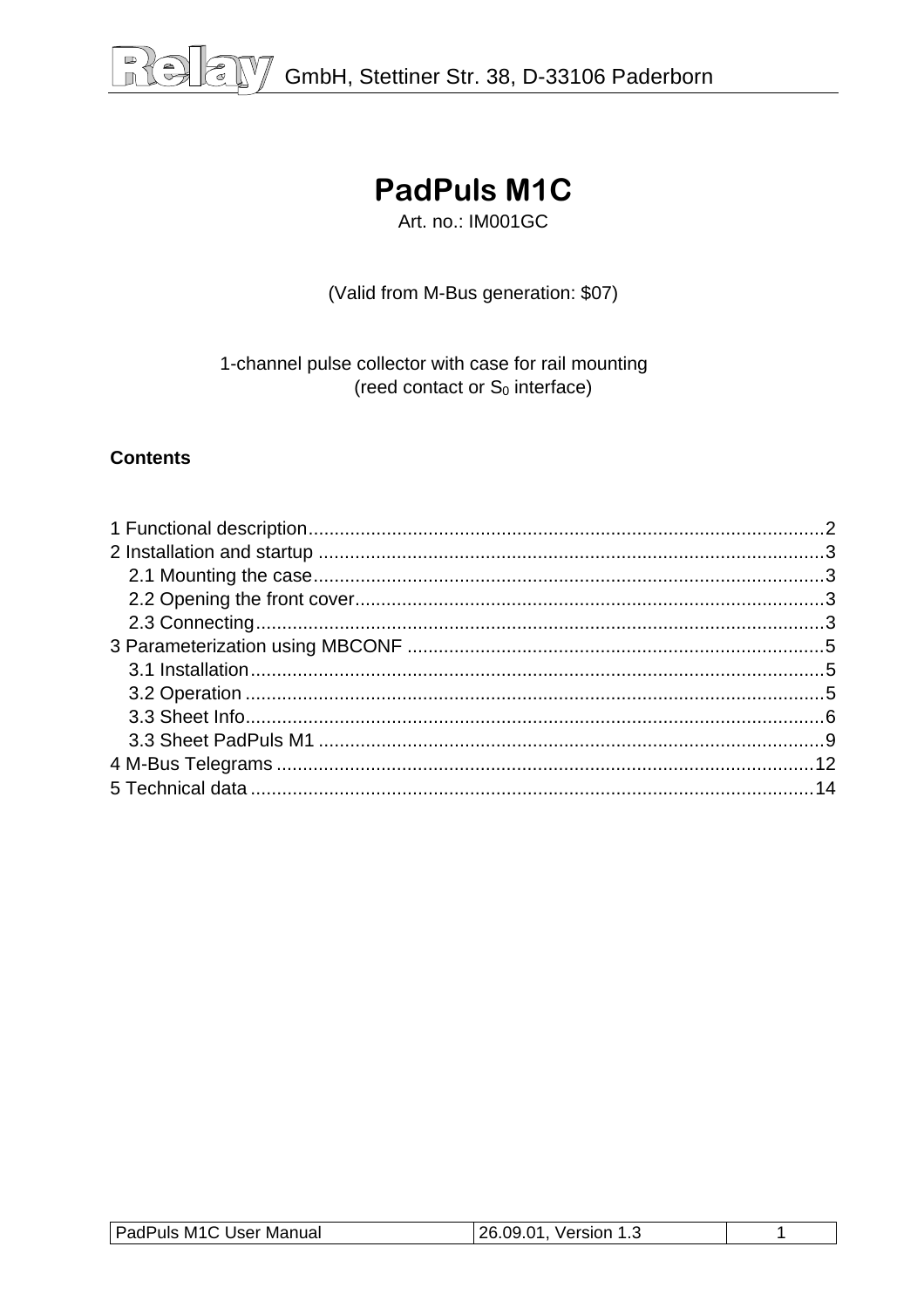# PadPuls M1C

Art. no.: IM001GC

(Valid from M-Bus generation: $07)

1-channel pulse collector with case for rail mounting
(reed contact or $S_0$ interface)

**Contents**

1 Functional description....................................................................................2
2 Installation and startup ..................................................................................3
  2.1 Mounting the case....................................................................................3
  2.2 Opening the front cover..........................................................................3
  2.3 Connecting.............................................................................................3
3 Parameterization using MBCONF ..................................................................5
  3.1 Installation..............................................................................................5
  3.2 Operation ...............................................................................................5
  3.3 Sheet Info...............................................................................................6
  3.3 Sheet PadPuls M1 ...................................................................................9
4 M-Bus Telegrams .........................................................................................12
5 Technical data ..............................................................................................14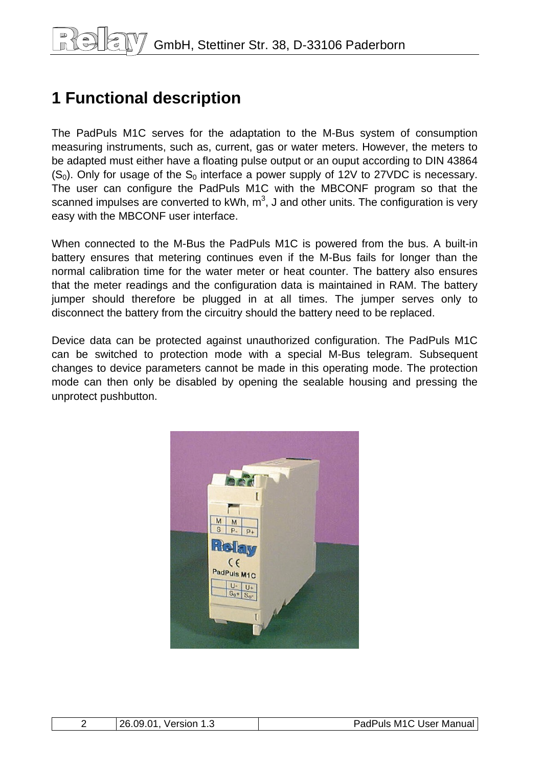# 1 Functional description

The PadPuls M1C serves for the adaptation to the M-Bus system of consumption measuring instruments, such as, current, gas or water meters. However, the meters to be adapted must either have a floating pulse output or an ouput according to DIN 43864 ($S_0$). Only for usage of the $S_0$ interface a power supply of 12V to 27VDC is necessary. The user can configure the PadPuls M1C with the MBCONF program so that the scanned impulses are converted to kWh, $m^3$, J and other units. The configuration is very easy with the MBCONF user interface.

When connected to the M-Bus the PadPuls M1C is powered from the bus. A built-in battery ensures that metering continues even if the M-Bus fails for longer than the normal calibration time for the water meter or heat counter. The battery also ensures that the meter readings and the configuration data is maintained in RAM. The battery jumper should therefore be plugged in at all times. The jumper serves only to disconnect the battery from the circuitry should the battery need to be replaced.

Device data can be protected against unauthorized configuration. The PadPuls M1C can be switched to protection mode with a special M-Bus telegram. Subsequent changes to device parameters cannot be made in this operating mode. The protection mode can then only be disabled by opening the sealable housing and pressing the unprotect pushbutton.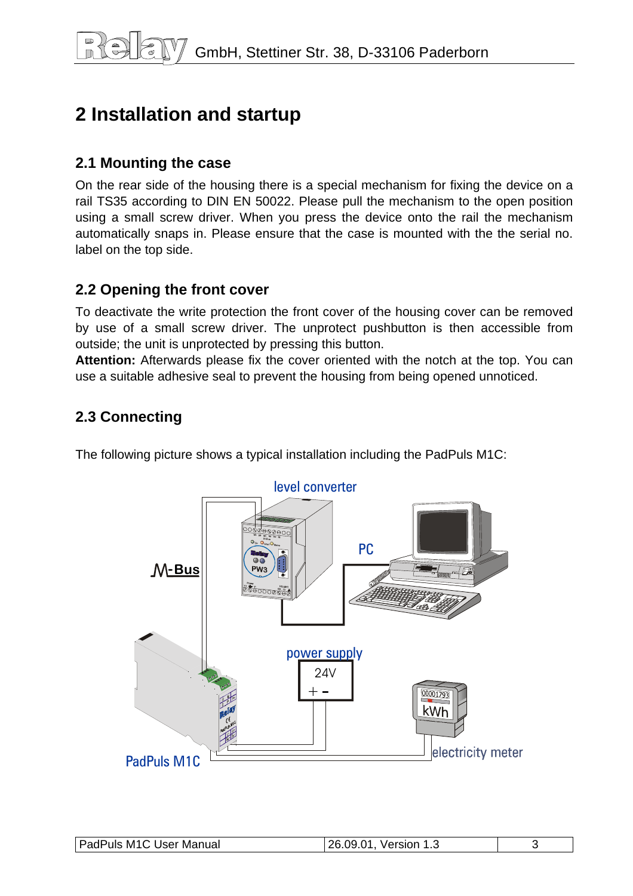# 2 Installation and startup

## 2.1 Mounting the case

On the rear side of the housing there is a special mechanism for fixing the device on a rail TS35 according to DIN EN 50022. Please pull the mechanism to the open position using a small screw driver. When you press the device onto the rail the mechanism automatically snaps in. Please ensure that the case is mounted with the the serial no. label on the top side.

## 2.2 Opening the front cover

To deactivate the write protection the front cover of the housing cover can be removed by use of a small screw driver. The unprotect pushbutton is then accessible from outside; the unit is unprotected by pressing this button.

**Attention:** Afterwards please fix the cover oriented with the notch at the top. You can use a suitable adhesive seal to prevent the housing from being opened unnoticed.

## 2.3 Connecting

The following picture shows a typical installation including the PadPuls M1C:

level converter

PC

M-Bus

power supply

24V

\+ -

electricity meter

PadPuls M1C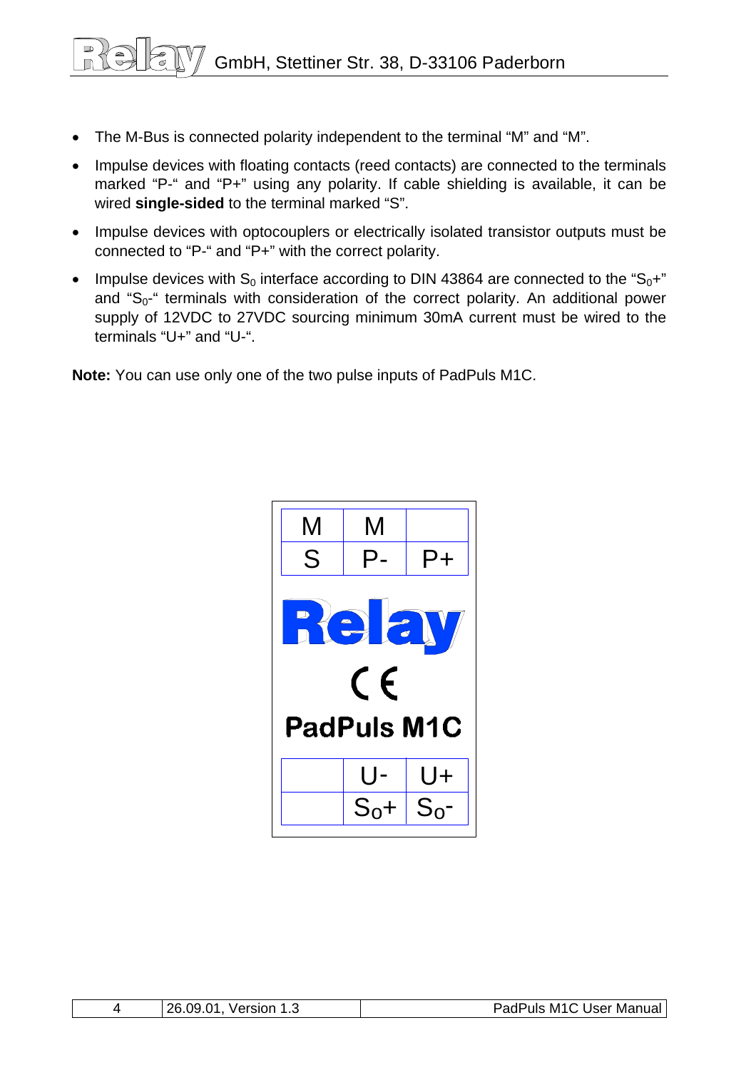- The M-Bus is connected polarity independent to the terminal “M” and “M”.
- Impulse devices with floating contacts (reed contacts) are connected to the terminals marked “P-“ and “P+” using any polarity. If cable shielding is available, it can be wired **single-sided** to the terminal marked “S”.
- Impulse devices with optocouplers or electrically isolated transistor outputs must be connected to “P-“ and “P+” with the correct polarity.
- Impulse devices with $S_0$ interface according to DIN 43864 are connected to the “$S_0$+” and “$S_0$-“ terminals with consideration of the correct polarity. An additional power supply of 12VDC to 27VDC sourcing minimum 30mA current must be wired to the terminals “U+” and “U-“.

**Note:** You can use only one of the two pulse inputs of PadPuls M1C.

| M | M | |
|---|---|---|
| S | P- | P+ |

**Relay**

CE

**PadPuls M1C**

| | U- | U+ |
|---|---|---|
| | $S_0$+ | $S_0$- |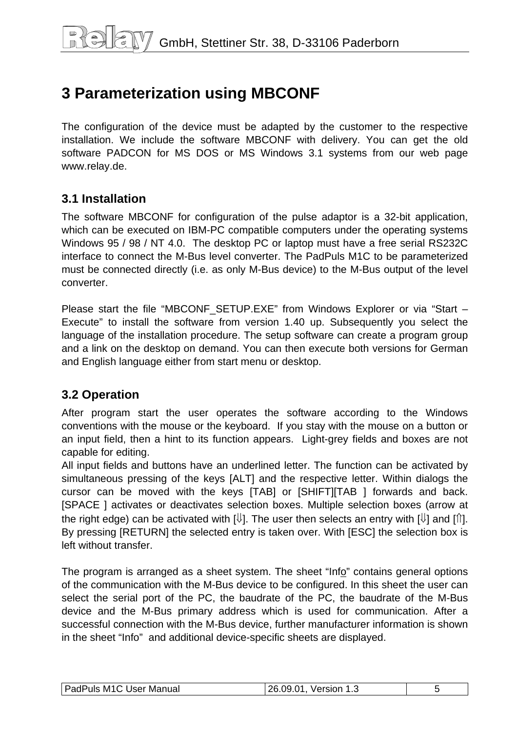# 3 Parameterization using MBCONF

The configuration of the device must be adapted by the customer to the respective installation. We include the software MBCONF with delivery. You can get the old software PADCON for MS DOS or MS Windows 3.1 systems from our web page www.relay.de.

## 3.1 Installation

The software MBCONF for configuration of the pulse adaptor is a 32-bit application, which can be executed on IBM-PC compatible computers under the operating systems Windows 95 / 98 / NT 4.0. The desktop PC or laptop must have a free serial RS232C interface to connect the M-Bus level converter. The PadPuls M1C to be parameterized must be connected directly (i.e. as only M-Bus device) to the M-Bus output of the level converter.

Please start the file "MBCONF_SETUP.EXE" from Windows Explorer or via "Start – Execute" to install the software from version 1.40 up. Subsequently you select the language of the installation procedure. The setup software can create a program group and a link on the desktop on demand. You can then execute both versions for German and English language either from start menu or desktop.

## 3.2 Operation

After program start the user operates the software according to the Windows conventions with the mouse or the keyboard. If you stay with the mouse on a button or an input field, then a hint to its function appears. Light-grey fields and boxes are not capable for editing.
All input fields and buttons have an underlined letter. The function can be activated by simultaneous pressing of the keys [ALT] and the respective letter. Within dialogs the cursor can be moved with the keys [TAB] or [SHIFT][TAB ] forwards and back. [SPACE ] activates or deactivates selection boxes. Multiple selection boxes (arrow at the right edge) can be activated with [⇓]. The user then selects an entry with [⇓] and [⇑]. By pressing [RETURN] the selected entry is taken over. With [ESC] the selection box is left without transfer.

The program is arranged as a sheet system. The sheet "Info" contains general options of the communication with the M-Bus device to be configured. In this sheet the user can select the serial port of the PC, the baudrate of the PC, the baudrate of the M-Bus device and the M-Bus primary address which is used for communication. After a successful connection with the M-Bus device, further manufacturer information is shown in the sheet "Info" and additional device-specific sheets are displayed.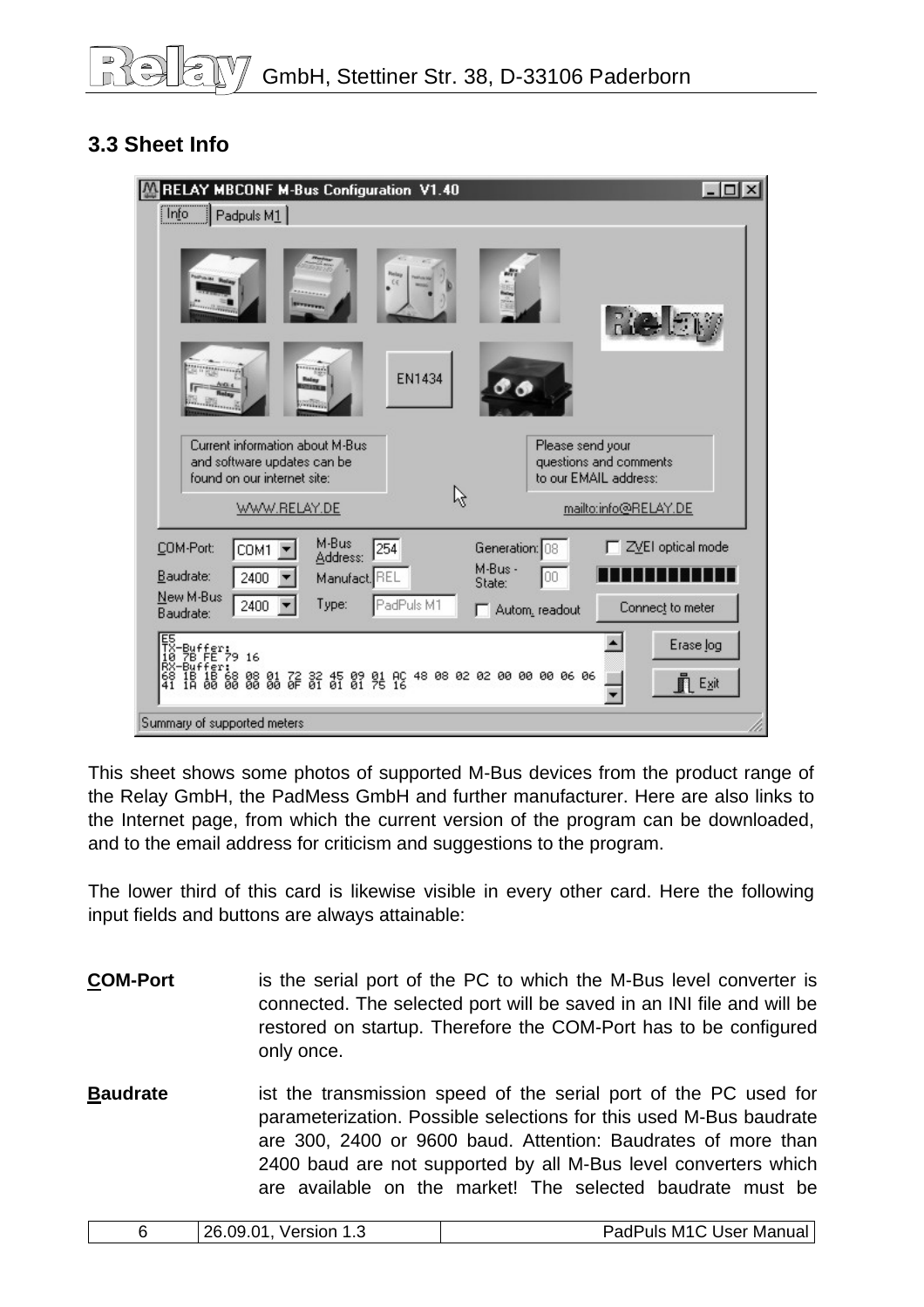## 3.3 Sheet Info

This sheet shows some photos of supported M-Bus devices from the product range of the Relay GmbH, the PadMess GmbH and further manufacturer. Here are also links to the Internet page, from which the current version of the program can be downloaded, and to the email address for criticism and suggestions to the program.

The lower third of this card is likewise visible in every other card. Here the following input fields and buttons are always attainable:

**COM-Port** is the serial port of the PC to which the M-Bus level converter is connected. The selected port will be saved in an INI file and will be restored on startup. Therefore the COM-Port has to be configured only once.

**Baudrate** ist the transmission speed of the serial port of the PC used for parameterization. Possible selections for this used M-Bus baudrate are 300, 2400 or 9600 baud. Attention: Baudrates of more than 2400 baud are not supported by all M-Bus level converters which are available on the market! The selected baudrate must be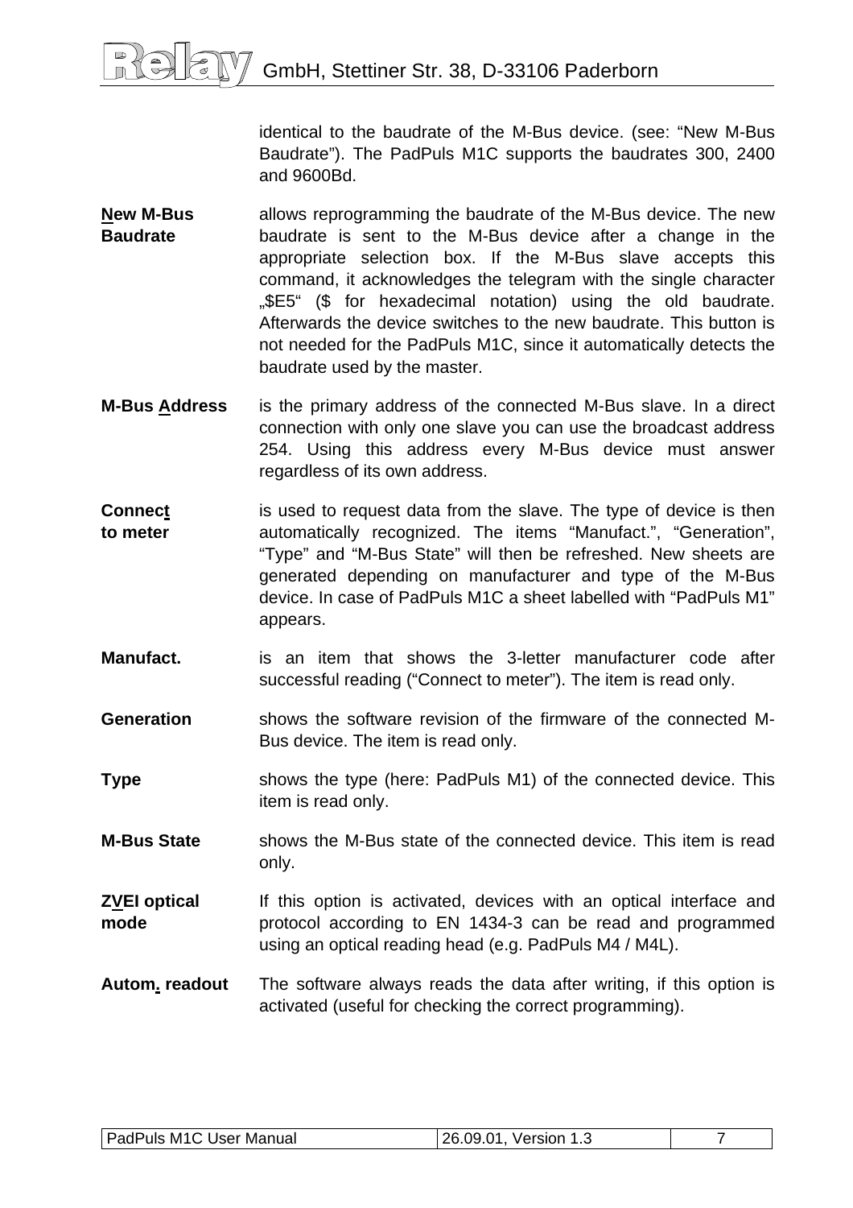identical to the baudrate of the M-Bus device. (see: “New M-Bus Baudrate”). The PadPuls M1C supports the baudrates 300, 2400 and 9600Bd.

**New M-Bus Baudrate** allows reprogramming the baudrate of the M-Bus device. The new baudrate is sent to the M-Bus device after a change in the appropriate selection box. If the M-Bus slave accepts this command, it acknowledges the telegram with the single character „$E5“ ($ for hexadecimal notation) using the old baudrate. Afterwards the device switches to the new baudrate. This button is not needed for the PadPuls M1C, since it automatically detects the baudrate used by the master.

**M-Bus Address** is the primary address of the connected M-Bus slave. In a direct connection with only one slave you can use the broadcast address 254. Using this address every M-Bus device must answer regardless of its own address.

**Connect to meter** is used to request data from the slave. The type of device is then automatically recognized. The items “Manufact.”, “Generation”, “Type” and “M-Bus State” will then be refreshed. New sheets are generated depending on manufacturer and type of the M-Bus device. In case of PadPuls M1C a sheet labelled with “PadPuls M1” appears.

**Manufact.** is an item that shows the 3-letter manufacturer code after successful reading (“Connect to meter”). The item is read only.

**Generation** shows the software revision of the firmware of the connected M-Bus device. The item is read only.

**Type** shows the type (here: PadPuls M1) of the connected device. This item is read only.

**M-Bus State** shows the M-Bus state of the connected device. This item is read only.

**ZVEI optical mode** If this option is activated, devices with an optical interface and protocol according to EN 1434-3 can be read and programmed using an optical reading head (e.g. PadPuls M4 / M4L).

**Autom. readout** The software always reads the data after writing, if this option is activated (useful for checking the correct programming).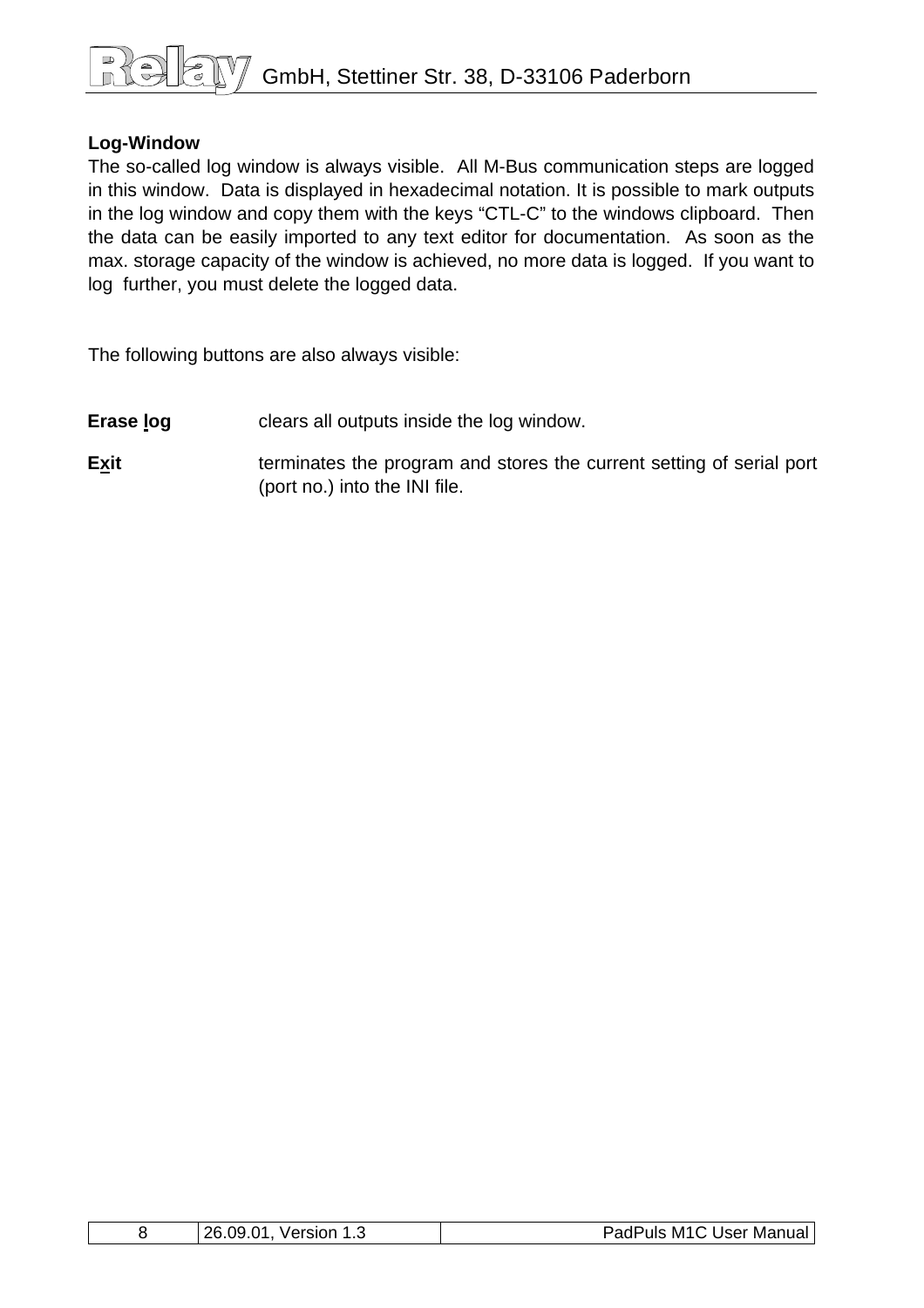**Log-Window**

The so-called log window is always visible. All M-Bus communication steps are logged in this window. Data is displayed in hexadecimal notation. It is possible to mark outputs in the log window and copy them with the keys “CTL-C” to the windows clipboard. Then the data can be easily imported to any text editor for documentation. As soon as the max. storage capacity of the window is achieved, no more data is logged. If you want to log further, you must delete the logged data.

The following buttons are also always visible:

**Erase log** clears all outputs inside the log window.

**Exit** terminates the program and stores the current setting of serial port (port no.) into the INI file.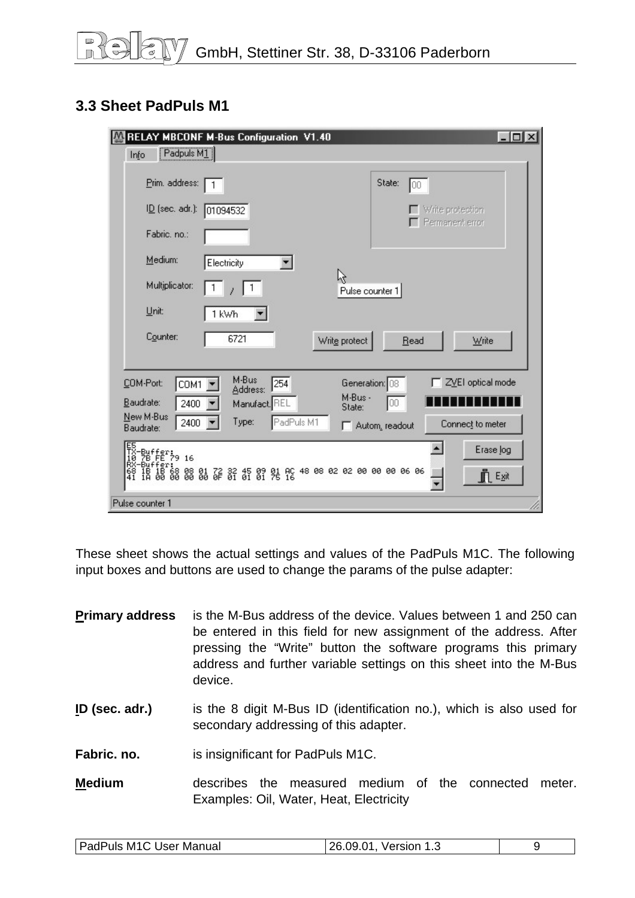### 3.3 Sheet PadPuls M1

These sheet shows the actual settings and values of the PadPuls M1C. The following input boxes and buttons are used to change the params of the pulse adapter:

**Primary address** is the M-Bus address of the device. Values between 1 and 250 can be entered in this field for new assignment of the address. After pressing the "Write" button the software programs this primary address and further variable settings on this sheet into the M-Bus device.

**ID (sec. adr.)** is the 8 digit M-Bus ID (identification no.), which is also used for secondary addressing of this adapter.

**Fabric. no.** is insignificant for PadPuls M1C.

**Medium** describes the measured medium of the connected meter. Examples: Oil, Water, Heat, Electricity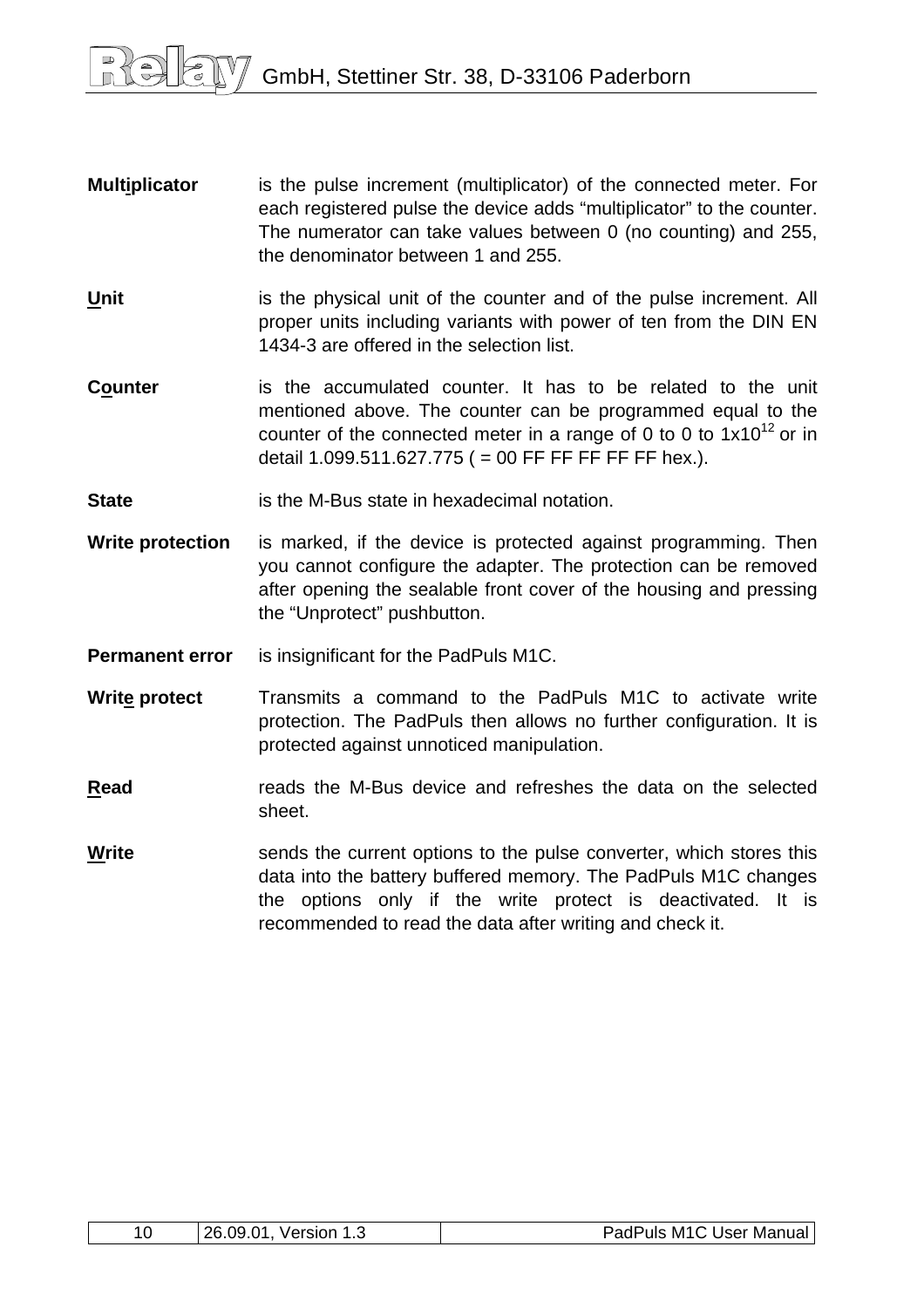**Multiplicator** is the pulse increment (multiplicator) of the connected meter. For each registered pulse the device adds “multiplicator” to the counter. The numerator can take values between 0 (no counting) and 255, the denominator between 1 and 255.

**Unit** is the physical unit of the counter and of the pulse increment. All proper units including variants with power of ten from the DIN EN 1434-3 are offered in the selection list.

**Counter** is the accumulated counter. It has to be related to the unit mentioned above. The counter can be programmed equal to the counter of the connected meter in a range of 0 to 0 to $1x10^{12}$ or in detail 1.099.511.627.775 ( = 00 FF FF FF FF FF hex.).

**State** is the M-Bus state in hexadecimal notation.

**Write protection** is marked, if the device is protected against programming. Then you cannot configure the adapter. The protection can be removed after opening the sealable front cover of the housing and pressing the “Unprotect” pushbutton.

**Permanent error** is insignificant for the PadPuls M1C.

**Write protect** Transmits a command to the PadPuls M1C to activate write protection. The PadPuls then allows no further configuration. It is protected against unnoticed manipulation.

**Read** reads the M-Bus device and refreshes the data on the selected sheet.

**Write** sends the current options to the pulse converter, which stores this data into the battery buffered memory. The PadPuls M1C changes the options only if the write protect is deactivated. It is recommended to read the data after writing and check it.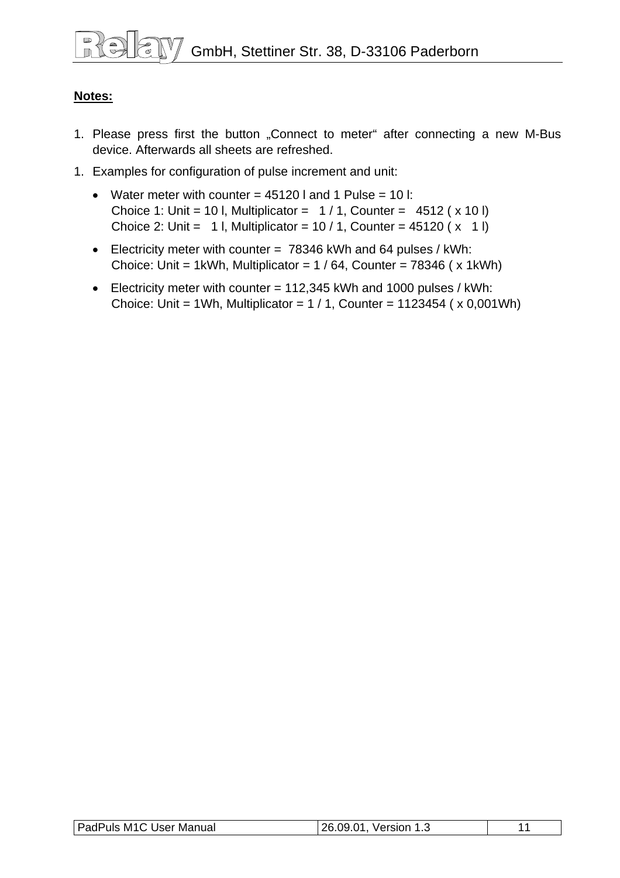**Notes:**

1. Please press first the button „Connect to meter“ after connecting a new M-Bus device. Afterwards all sheets are refreshed.
1. Examples for configuration of pulse increment and unit:

   - Water meter with counter = 45120 l and 1 Pulse = 10 l:
     Choice 1: Unit = 10 l, Multiplicator =   1 / 1, Counter =   4512 ( x 10 l)
     Choice 2: Unit =   1 l, Multiplicator = 10 / 1, Counter = 45120 ( x   1 l)
   - Electricity meter with counter =  78346 kWh and 64 pulses / kWh:
     Choice: Unit = 1kWh, Multiplicator = 1 / 64, Counter = 78346 ( x 1kWh)
   - Electricity meter with counter = 112,345 kWh and 1000 pulses / kWh:
     Choice: Unit = 1Wh, Multiplicator = 1 / 1, Counter = 1123454 ( x 0,001Wh)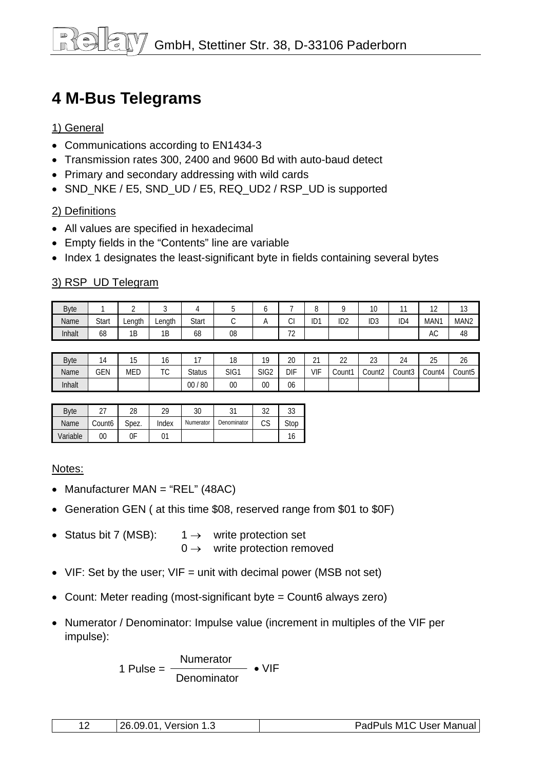# 4 M-Bus Telegrams

## 1) General

- Communications according to EN1434-3
- Transmission rates 300, 2400 and 9600 Bd with auto-baud detect
- Primary and secondary addressing with wild cards
- SND_NKE / E5, SND_UD / E5, REQ_UD2 / RSP_UD is supported

## 2) Definitions

- All values are specified in hexadecimal
- Empty fields in the "Contents" line are variable
- Index 1 designates the least-significant byte in fields containing several bytes

## 3) RSP_UD Telegram

| Byte | 1 | 2 | 3 | 4 | 5 | 6 | 7 | 8 | 9 | 10 | 11 | 12 | 13 |
|---|---|---|---|---|---|---|---|---|---|---|---|---|---|
| Name | Start | Length | Length | Start | C | A | CI | ID1 | ID2 | ID3 | ID4 | MAN1 | MAN2 |
| Inhalt | 68 | 1B | 1B | 68 | 08 | | 72 | | | | | AC | 48 |

| Byte | 14 | 15 | 16 | 17 | 18 | 19 | 20 | 21 | 22 | 23 | 24 | 25 | 26 |
|---|---|---|---|---|---|---|---|---|---|---|---|---|---|
| Name | GEN | MED | TC | Status | SIG1 | SIG2 | DIF | VIF | Count1 | Count2 | Count3 | Count4 | Count5 |
| Inhalt | | | | 00 / 80 | 00 | 00 | 06 | | | | | | |

| Byte | 27 | 28 | 29 | 30 | 31 | 32 | 33 |
|---|---|---|---|---|---|---|---|
| Name | Count6 | Spez. | Index | Numerator | Denominator | CS | Stop |
| Variable | 00 | 0F | 01 | | | | 16 |

Notes:

- Manufacturer MAN = "REL" (48AC)
- Generation GEN ( at this time $08, reserved range from $01 to $0F)
- Status bit 7 (MSB): 1 → write protection set
  0 → write protection removed
- VIF: Set by the user; VIF = unit with decimal power (MSB not set)
- Count: Meter reading (most-significant byte = Count6 always zero)
- Numerator / Denominator: Impulse value (increment in multiples of the VIF per impulse):

$$1 \text{ Pulse} = \frac{\text{Numerator}}{\text{Denominator}} \bullet \text{VIF}$$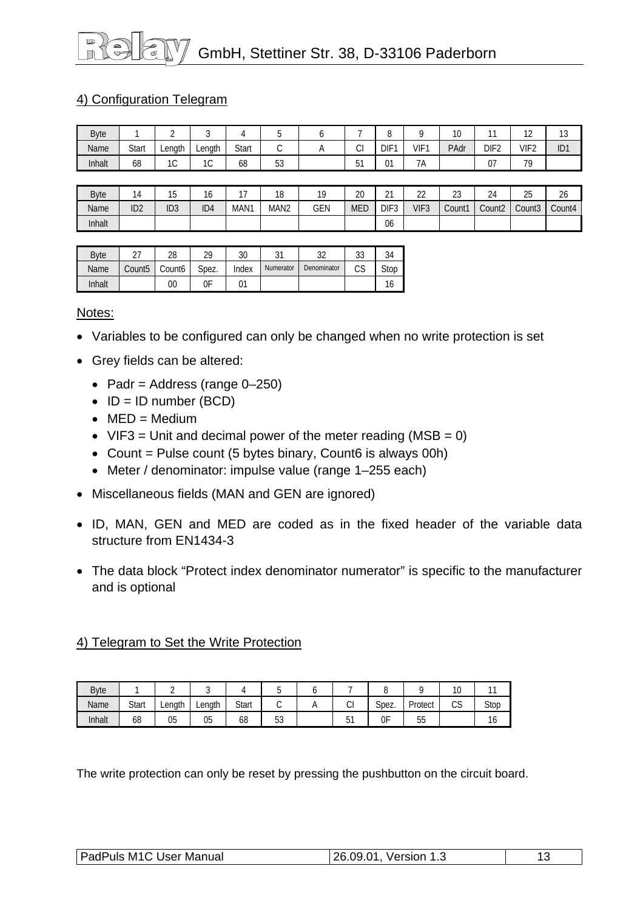## 4) Configuration Telegram

| Byte | 1 | 2 | 3 | 4 | 5 | 6 | 7 | 8 | 9 | 10 | 11 | 12 | 13 |
|---|---|---|---|---|---|---|---|---|---|---|---|---|---|
| Name | Start | Length | Length | Start | C | A | CI | DIF1 | VIF1 | PAdr | DIF2 | VIF2 | ID1 |
| Inhalt | 68 | 1C | 1C | 68 | 53 | | 51 | 01 | 7A | | 07 | 79 | |

| Byte | 14 | 15 | 16 | 17 | 18 | 19 | 20 | 21 | 22 | 23 | 24 | 25 | 26 |
|---|---|---|---|---|---|---|---|---|---|---|---|---|---|
| Name | ID2 | ID3 | ID4 | MAN1 | MAN2 | GEN | MED | DIF3 | VIF3 | Count1 | Count2 | Count3 | Count4 |
| Inhalt | | | | | | | | 06 | | | | | |

| Byte | 27 | 28 | 29 | 30 | 31 | 32 | 33 | 34 |
|---|---|---|---|---|---|---|---|---|
| Name | Count5 | Count6 | Spez. | Index | Numerator | Denominator | CS | Stop |
| Inhalt | | 00 | 0F | 01 | | | | 16 |

Notes:

- Variables to be configured can only be changed when no write protection is set
- Grey fields can be altered:
  - Padr = Address (range 0–250)
  - ID = ID number (BCD)
  - MED = Medium
  - VIF3 = Unit and decimal power of the meter reading (MSB = 0)
  - Count = Pulse count (5 bytes binary, Count6 is always 00h)
  - Meter / denominator: impulse value (range 1–255 each)
- Miscellaneous fields (MAN and GEN are ignored)
- ID, MAN, GEN and MED are coded as in the fixed header of the variable data structure from EN1434-3
- The data block "Protect index denominator numerator" is specific to the manufacturer and is optional

## 4) Telegram to Set the Write Protection

| Byte | 1 | 2 | 3 | 4 | 5 | 6 | 7 | 8 | 9 | 10 | 11 |
|---|---|---|---|---|---|---|---|---|---|---|---|
| Name | Start | Length | Length | Start | C | A | CI | Spez. | Protect | CS | Stop |
| Inhalt | 68 | 05 | 05 | 68 | 53 | | 51 | 0F | 55 | | 16 |

The write protection can only be reset by pressing the pushbutton on the circuit board.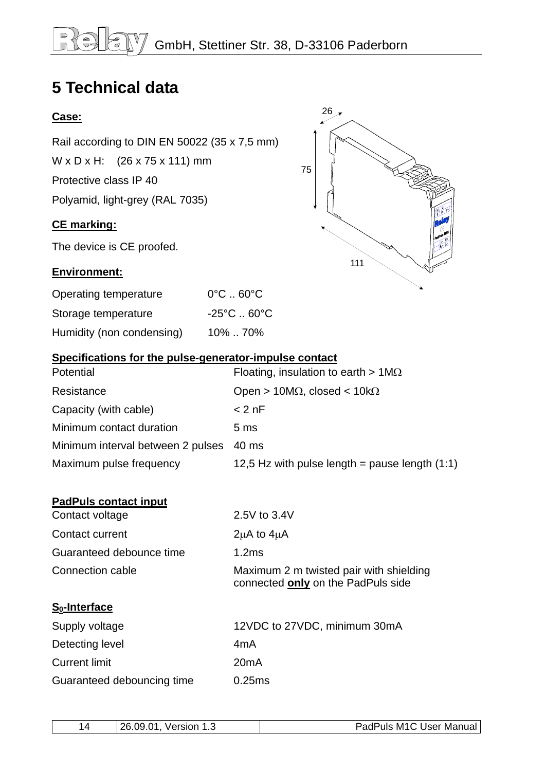# 5 Technical data

**Case:**

Rail according to DIN EN 50022 (35 x 7,5 mm)

W x D x H: (26 x 75 x 111) mm

Protective class IP 40

Polyamid, light-grey (RAL 7035)

**CE marking:**

The device is CE proofed.

**Environment:**

| | |
|---|---|
| Operating temperature | 0°C .. 60°C |
| Storage temperature | -25°C .. 60°C |
| Humidity (non condensing) | 10% .. 70% |

**Specifications for the pulse-generator-impulse contact**

| | |
|---|---|
| Potential | Floating, insulation to earth > 1MΩ |
| Resistance | Open > 10MΩ, closed < 10kΩ |
| Capacity (with cable) | < 2 nF |
| Minimum contact duration | 5 ms |
| Minimum interval between 2 pulses | 40 ms |
| Maximum pulse frequency | 12,5 Hz with pulse length = pause length (1:1) |

**PadPuls contact input**

| | |
|---|---|
| Contact voltage | 2.5V to 3.4V |
| Contact current | 2µA to 4µA |
| Guaranteed debounce time | 1.2ms |
| Connection cable | Maximum 2 m twisted pair with shielding connected **only** on the PadPuls side |

**$S_0$-Interface**

| | |
|---|---|
| Supply voltage | 12VDC to 27VDC, minimum 30mA |
| Detecting level | 4mA |
| Current limit | 20mA |
| Guaranteed debouncing time | 0.25ms |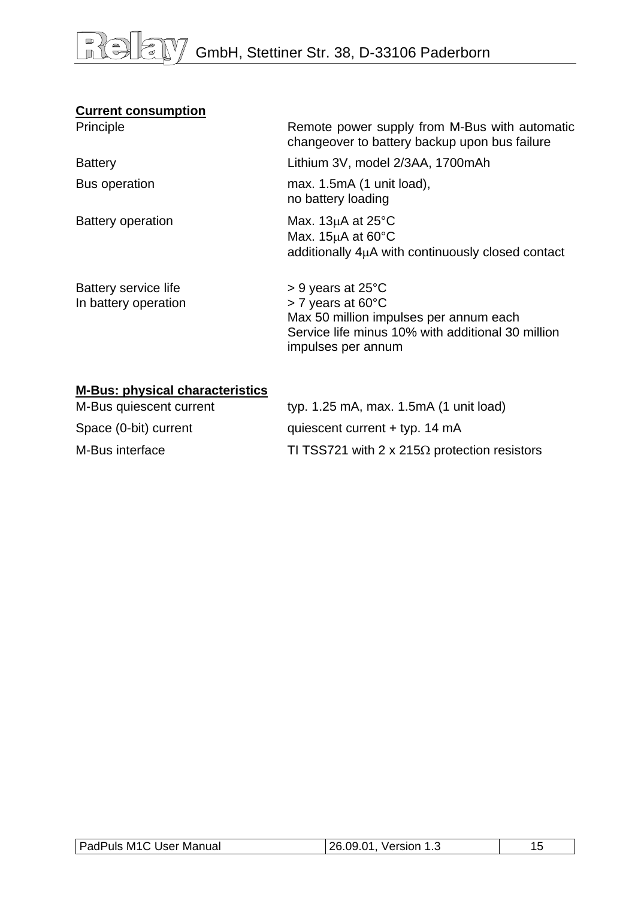**Current consumption**

| | |
|---|---|
| Principle | Remote power supply from M-Bus with automatic changeover to battery backup upon bus failure |
| Battery | Lithium 3V, model 2/3AA, 1700mAh |
| Bus operation | max. 1.5mA (1 unit load), no battery loading |
| Battery operation | Max. 13µA at 25°C<br>Max. 15µA at 60°C<br>additionally 4µA with continuously closed contact |
| Battery service life In battery operation | > 9 years at 25°C<br>> 7 years at 60°C<br>Max 50 million impulses per annum each<br>Service life minus 10% with additional 30 million impulses per annum |

**M-Bus: physical characteristics**

| | |
|---|---|
| M-Bus quiescent current | typ. 1.25 mA, max. 1.5mA (1 unit load) |
| Space (0-bit) current | quiescent current + typ. 14 mA |
| M-Bus interface | TI TSS721 with 2 x 215Ω protection resistors |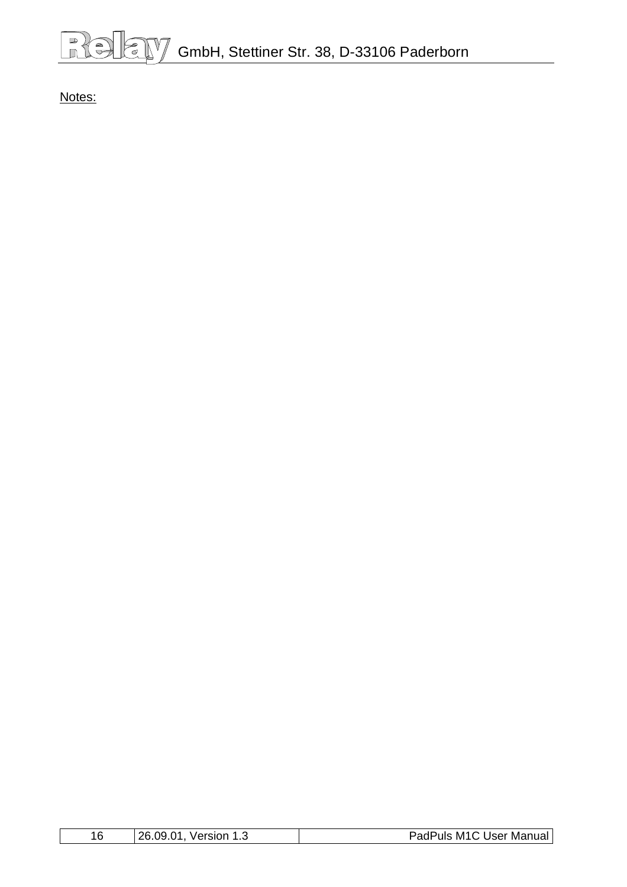Notes: